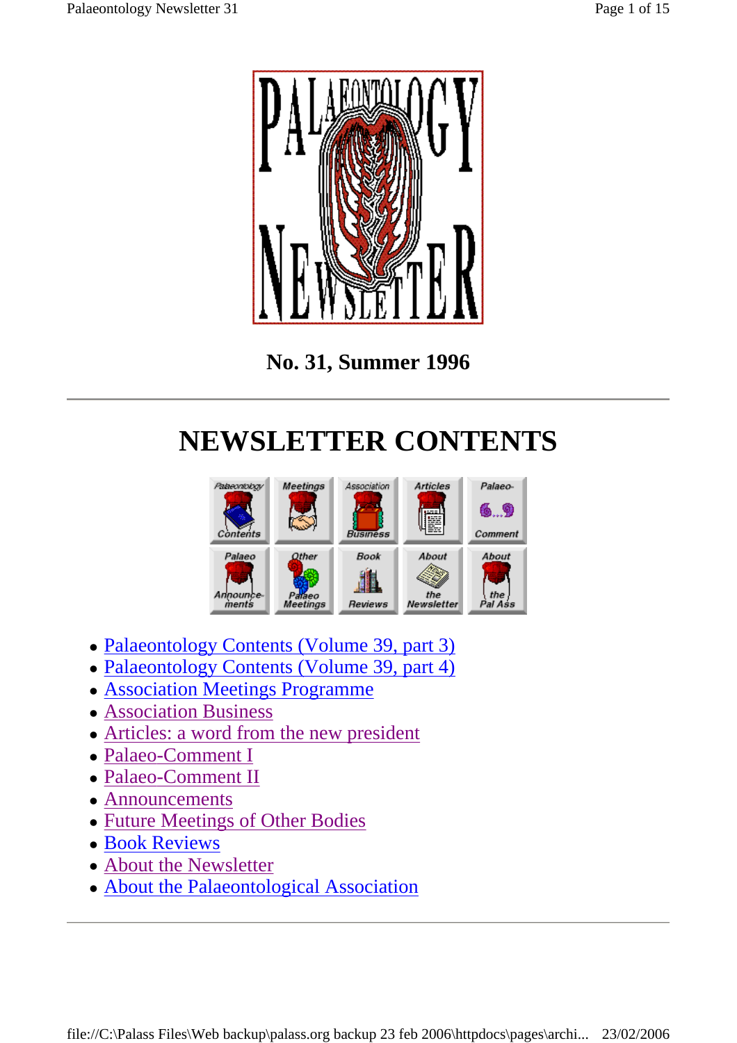**No. 31, Summer 1996**

# NEWSLETTER CONTENTS

- Palaeontology Contents (Volume 39, part 3)
- Palaeontology Contents (Volume 39, part 4)
- Association Meetings Programme
- Association Business
- Articles: a word from the new president
- Palaeo-Comment I
- Palaeo-Comment II
- Announcements
- Future Meetings of Other Bodies
- Book Reviews
- About the Newsletter
- About the Palaeontological Association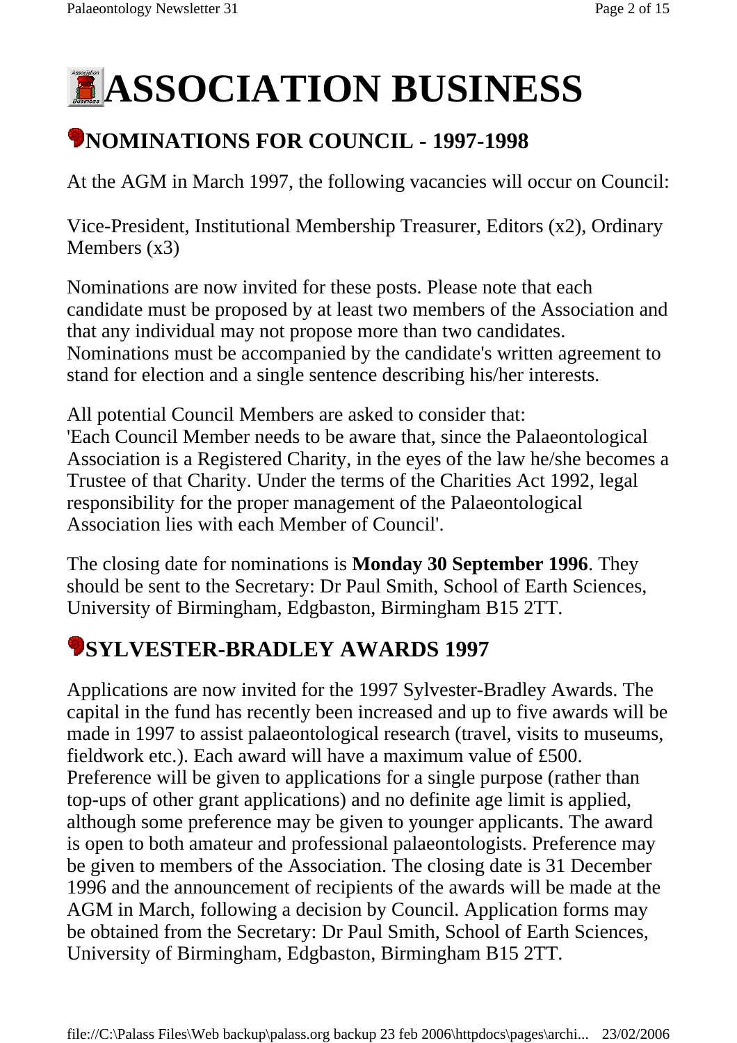# ASSOCIATION BUSINESS

## NOMINATIONS FOR COUNCIL - 1997-1998

At the AGM in March 1997, the following vacancies will occur on Council:

Vice-President, Institutional Membership Treasurer, Editors (x2), Ordinary Members (x3)

Nominations are now invited for these posts. Please note that each candidate must be proposed by at least two members of the Association and that any individual may not propose more than two candidates. Nominations must be accompanied by the candidate's written agreement to stand for election and a single sentence describing his/her interests.

All potential Council Members are asked to consider that:
'Each Council Member needs to be aware that, since the Palaeontological Association is a Registered Charity, in the eyes of the law he/she becomes a Trustee of that Charity. Under the terms of the Charities Act 1992, legal responsibility for the proper management of the Palaeontological Association lies with each Member of Council'.

The closing date for nominations is **Monday 30 September 1996**. They should be sent to the Secretary: Dr Paul Smith, School of Earth Sciences, University of Birmingham, Edgbaston, Birmingham B15 2TT.

## SYLVESTER-BRADLEY AWARDS 1997

Applications are now invited for the 1997 Sylvester-Bradley Awards. The capital in the fund has recently been increased and up to five awards will be made in 1997 to assist palaeontological research (travel, visits to museums, fieldwork etc.). Each award will have a maximum value of £500. Preference will be given to applications for a single purpose (rather than top-ups of other grant applications) and no definite age limit is applied, although some preference may be given to younger applicants. The award is open to both amateur and professional palaeontologists. Preference may be given to members of the Association. The closing date is 31 December 1996 and the announcement of recipients of the awards will be made at the AGM in March, following a decision by Council. Application forms may be obtained from the Secretary: Dr Paul Smith, School of Earth Sciences, University of Birmingham, Edgbaston, Birmingham B15 2TT.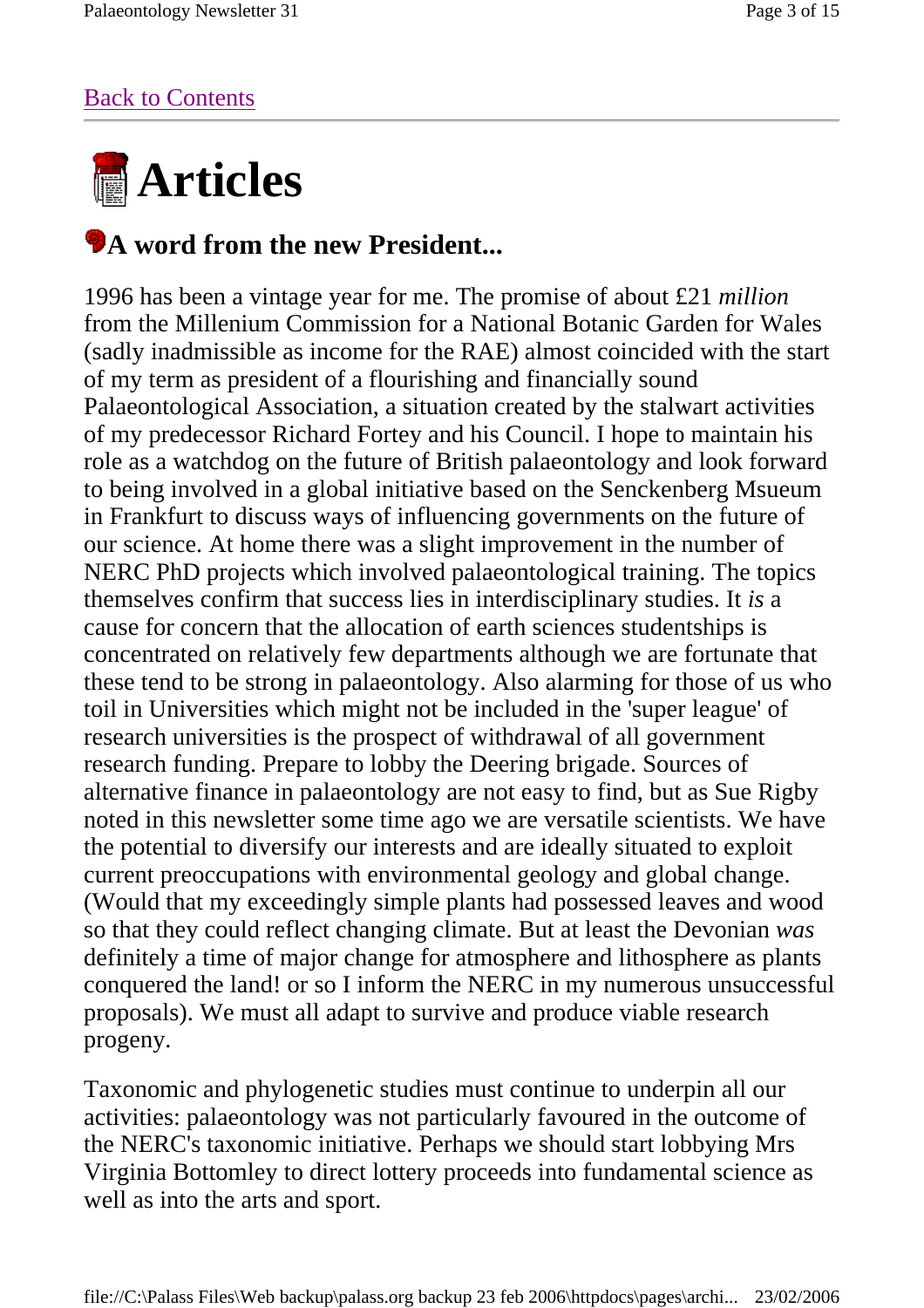[Back to Contents](#)

# Articles

## A word from the new President...

1996 has been a vintage year for me. The promise of about £21 *million* from the Millenium Commission for a National Botanic Garden for Wales (sadly inadmissible as income for the RAE) almost coincided with the start of my term as president of a flourishing and financially sound Palaeontological Association, a situation created by the stalwart activities of my predecessor Richard Fortey and his Council. I hope to maintain his role as a watchdog on the future of British palaeontology and look forward to being involved in a global initiative based on the Senckenberg Msueum in Frankfurt to discuss ways of influencing governments on the future of our science. At home there was a slight improvement in the number of NERC PhD projects which involved palaeontological training. The topics themselves confirm that success lies in interdisciplinary studies. It *is* a cause for concern that the allocation of earth sciences studentships is concentrated on relatively few departments although we are fortunate that these tend to be strong in palaeontology. Also alarming for those of us who toil in Universities which might not be included in the 'super league' of research universities is the prospect of withdrawal of all government research funding. Prepare to lobby the Deering brigade. Sources of alternative finance in palaeontology are not easy to find, but as Sue Rigby noted in this newsletter some time ago we are versatile scientists. We have the potential to diversify our interests and are ideally situated to exploit current preoccupations with environmental geology and global change. (Would that my exceedingly simple plants had possessed leaves and wood so that they could reflect changing climate. But at least the Devonian *was* definitely a time of major change for atmosphere and lithosphere as plants conquered the land! or so I inform the NERC in my numerous unsuccessful proposals). We must all adapt to survive and produce viable research progeny.

Taxonomic and phylogenetic studies must continue to underpin all our activities: palaeontology was not particularly favoured in the outcome of the NERC's taxonomic initiative. Perhaps we should start lobbying Mrs Virginia Bottomley to direct lottery proceeds into fundamental science as well as into the arts and sport.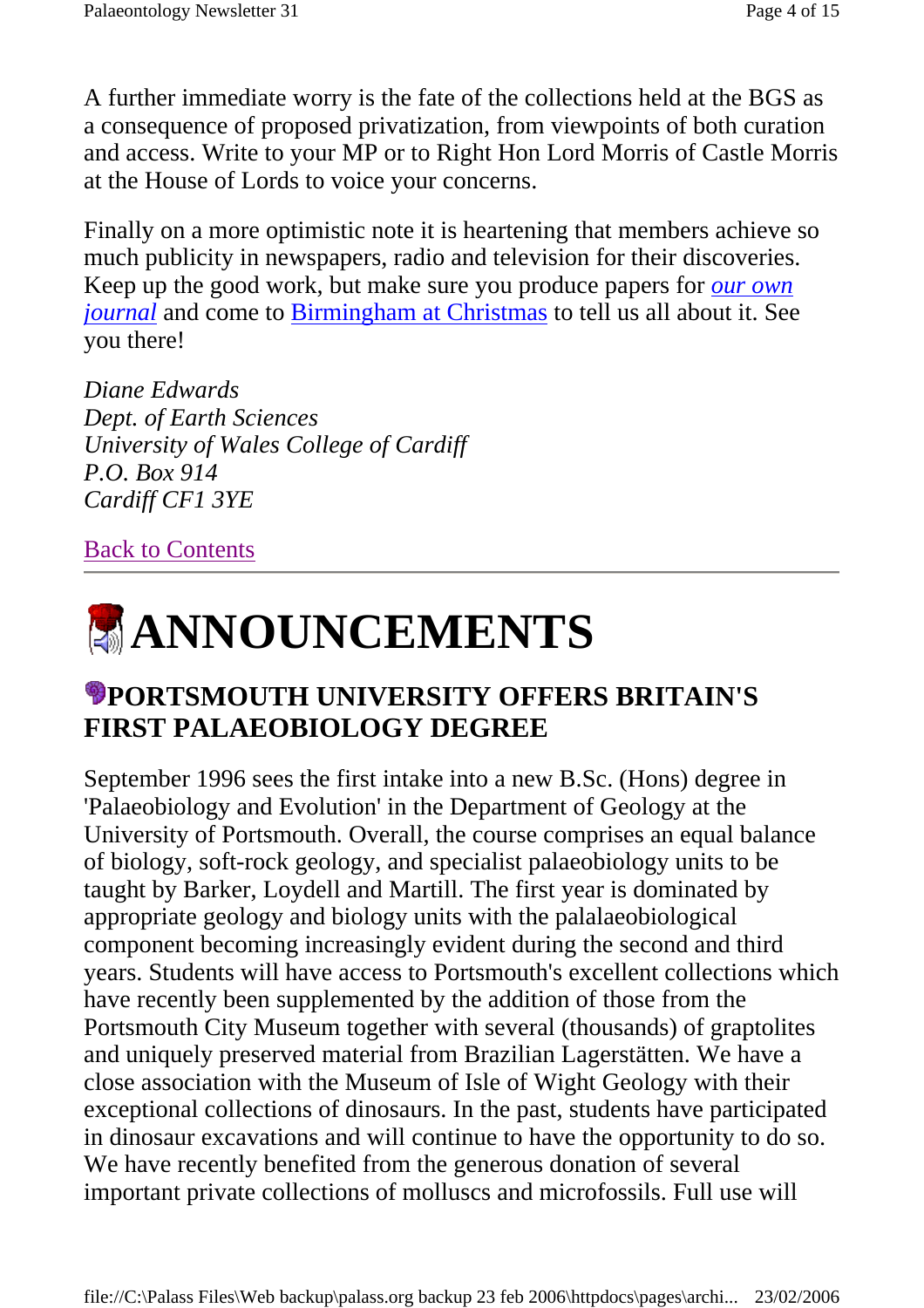A further immediate worry is the fate of the collections held at the BGS as a consequence of proposed privatization, from viewpoints of both curation and access. Write to your MP or to Right Hon Lord Morris of Castle Morris at the House of Lords to voice your concerns.

Finally on a more optimistic note it is heartening that members achieve so much publicity in newspapers, radio and television for their discoveries. Keep up the good work, but make sure you produce papers for *our own journal* and come to Birmingham at Christmas to tell us all about it. See you there!

*Diane Edwards*
*Dept. of Earth Sciences*
*University of Wales College of Cardiff*
*P.O. Box 914*
*Cardiff CF1 3YE*

Back to Contents

---

# ANNOUNCEMENTS

## PORTSMOUTH UNIVERSITY OFFERS BRITAIN'S FIRST PALAEOBIOLOGY DEGREE

September 1996 sees the first intake into a new B.Sc. (Hons) degree in 'Palaeobiology and Evolution' in the Department of Geology at the University of Portsmouth. Overall, the course comprises an equal balance of biology, soft-rock geology, and specialist palaeobiology units to be taught by Barker, Loydell and Martill. The first year is dominated by appropriate geology and biology units with the palalaeobiological component becoming increasingly evident during the second and third years. Students will have access to Portsmouth's excellent collections which have recently been supplemented by the addition of those from the Portsmouth City Museum together with several (thousands) of graptolites and uniquely preserved material from Brazilian Lagerstätten. We have a close association with the Museum of Isle of Wight Geology with their exceptional collections of dinosaurs. In the past, students have participated in dinosaur excavations and will continue to have the opportunity to do so. We have recently benefited from the generous donation of several important private collections of molluscs and microfossils. Full use will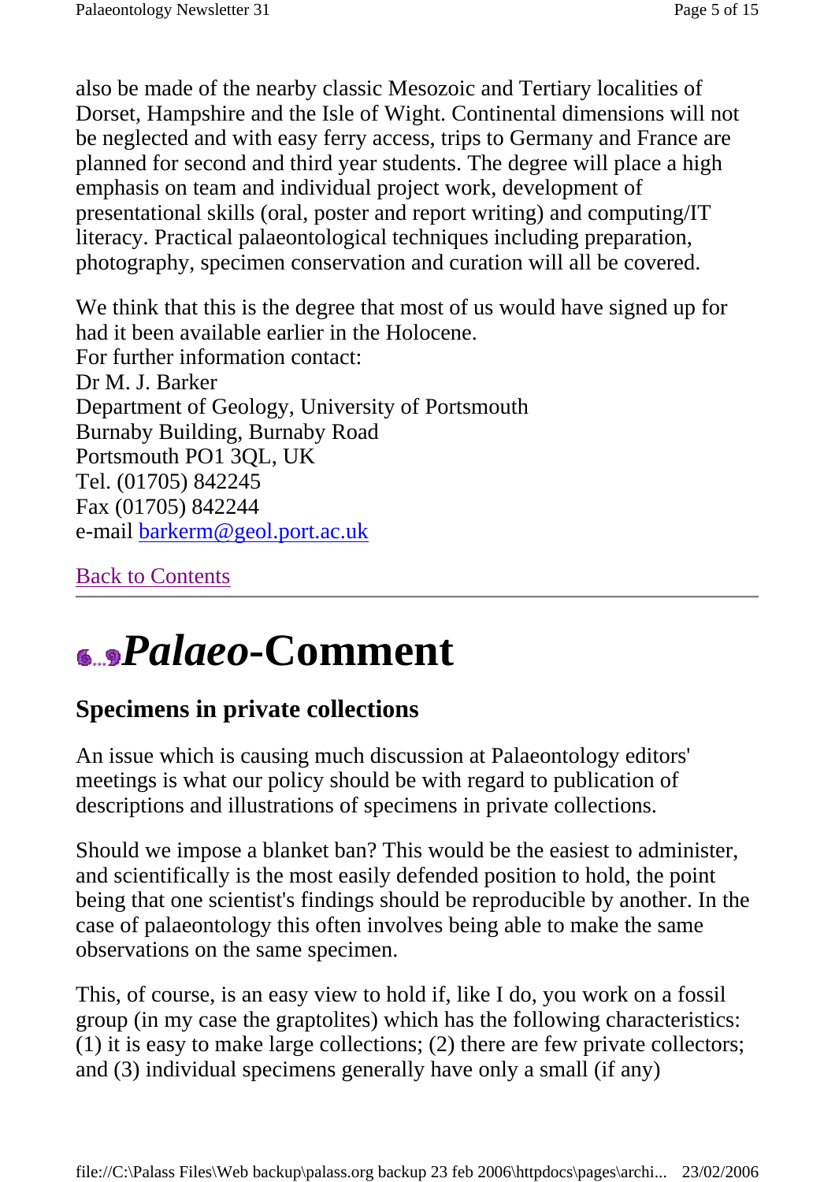also be made of the nearby classic Mesozoic and Tertiary localities of Dorset, Hampshire and the Isle of Wight. Continental dimensions will not be neglected and with easy ferry access, trips to Germany and France are planned for second and third year students. The degree will place a high emphasis on team and individual project work, development of presentational skills (oral, poster and report writing) and computing/IT literacy. Practical palaeontological techniques including preparation, photography, specimen conservation and curation will all be covered.

We think that this is the degree that most of us would have signed up for had it been available earlier in the Holocene.
For further information contact:
Dr M. J. Barker
Department of Geology, University of Portsmouth
Burnaby Building, Burnaby Road
Portsmouth PO1 3QL, UK
Tel. (01705) 842245
Fax (01705) 842244
e-mail barkerm@geol.port.ac.uk

Back to Contents

---

# *Palaeo*-Comment

## Specimens in private collections

An issue which is causing much discussion at Palaeontology editors' meetings is what our policy should be with regard to publication of descriptions and illustrations of specimens in private collections.

Should we impose a blanket ban? This would be the easiest to administer, and scientifically is the most easily defended position to hold, the point being that one scientist's findings should be reproducible by another. In the case of palaeontology this often involves being able to make the same observations on the same specimen.

This, of course, is an easy view to hold if, like I do, you work on a fossil group (in my case the graptolites) which has the following characteristics: (1) it is easy to make large collections; (2) there are few private collectors; and (3) individual specimens generally have only a small (if any)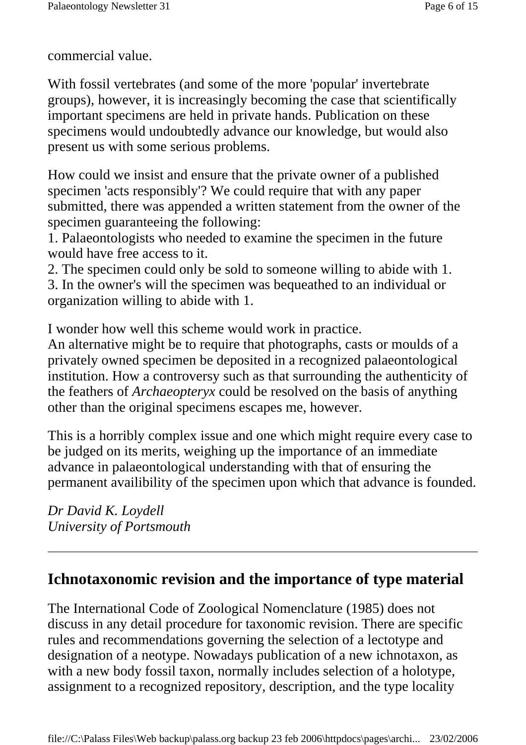commercial value.

With fossil vertebrates (and some of the more 'popular' invertebrate groups), however, it is increasingly becoming the case that scientifically important specimens are held in private hands. Publication on these specimens would undoubtedly advance our knowledge, but would also present us with some serious problems.

How could we insist and ensure that the private owner of a published specimen 'acts responsibly'? We could require that with any paper submitted, there was appended a written statement from the owner of the specimen guaranteeing the following:

1. Palaeontologists who needed to examine the specimen in the future would have free access to it.
2. The specimen could only be sold to someone willing to abide with 1.
3. In the owner's will the specimen was bequeathed to an individual or organization willing to abide with 1.

I wonder how well this scheme would work in practice.
An alternative might be to require that photographs, casts or moulds of a privately owned specimen be deposited in a recognized palaeontological institution. How a controversy such as that surrounding the authenticity of the feathers of *Archaeopteryx* could be resolved on the basis of anything other than the original specimens escapes me, however.

This is a horribly complex issue and one which might require every case to be judged on its merits, weighing up the importance of an immediate advance in palaeontological understanding with that of ensuring the permanent availibility of the specimen upon which that advance is founded.

*Dr David K. Loydell*
*University of Portsmouth*

---

## Ichnotaxonomic revision and the importance of type material

The International Code of Zoological Nomenclature (1985) does not discuss in any detail procedure for taxonomic revision. There are specific rules and recommendations governing the selection of a lectotype and designation of a neotype. Nowadays publication of a new ichnotaxon, as with a new body fossil taxon, normally includes selection of a holotype, assignment to a recognized repository, description, and the type locality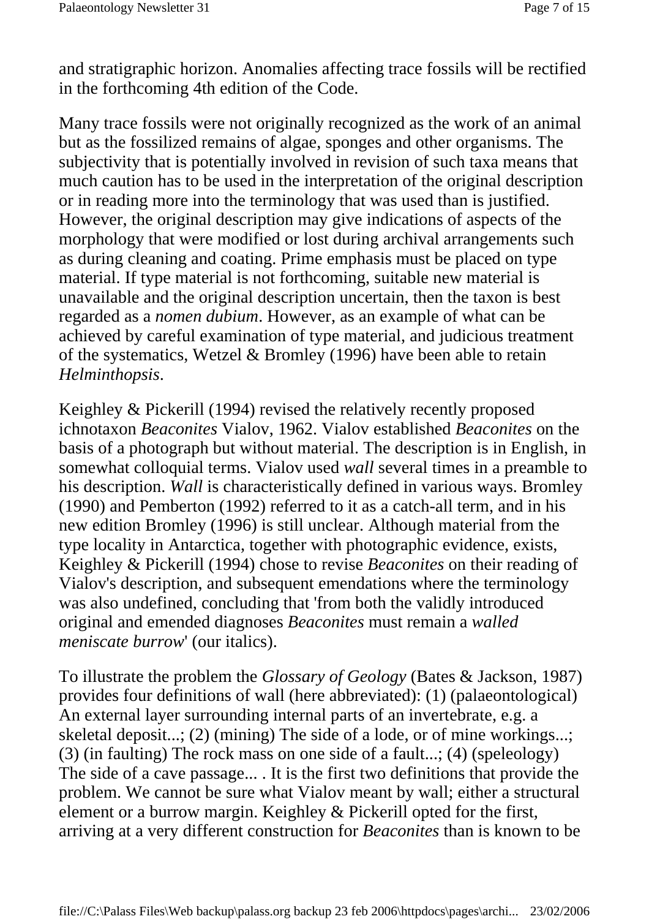and stratigraphic horizon. Anomalies affecting trace fossils will be rectified in the forthcoming 4th edition of the Code.

Many trace fossils were not originally recognized as the work of an animal but as the fossilized remains of algae, sponges and other organisms. The subjectivity that is potentially involved in revision of such taxa means that much caution has to be used in the interpretation of the original description or in reading more into the terminology that was used than is justified. However, the original description may give indications of aspects of the morphology that were modified or lost during archival arrangements such as during cleaning and coating. Prime emphasis must be placed on type material. If type material is not forthcoming, suitable new material is unavailable and the original description uncertain, then the taxon is best regarded as a *nomen dubium*. However, as an example of what can be achieved by careful examination of type material, and judicious treatment of the systematics, Wetzel & Bromley (1996) have been able to retain *Helminthopsis*.

Keighley & Pickerill (1994) revised the relatively recently proposed ichnotaxon *Beaconites* Vialov, 1962. Vialov established *Beaconites* on the basis of a photograph but without material. The description is in English, in somewhat colloquial terms. Vialov used *wall* several times in a preamble to his description. *Wall* is characteristically defined in various ways. Bromley (1990) and Pemberton (1992) referred to it as a catch-all term, and in his new edition Bromley (1996) is still unclear. Although material from the type locality in Antarctica, together with photographic evidence, exists, Keighley & Pickerill (1994) chose to revise *Beaconites* on their reading of Vialov's description, and subsequent emendations where the terminology was also undefined, concluding that 'from both the validly introduced original and emended diagnoses *Beaconites* must remain a *walled meniscate burrow*' (our italics).

To illustrate the problem the *Glossary of Geology* (Bates & Jackson, 1987) provides four definitions of wall (here abbreviated): (1) (palaeontological) An external layer surrounding internal parts of an invertebrate, e.g. a skeletal deposit...; (2) (mining) The side of a lode, or of mine workings...; (3) (in faulting) The rock mass on one side of a fault...; (4) (speleology) The side of a cave passage... . It is the first two definitions that provide the problem. We cannot be sure what Vialov meant by wall; either a structural element or a burrow margin. Keighley & Pickerill opted for the first, arriving at a very different construction for *Beaconites* than is known to be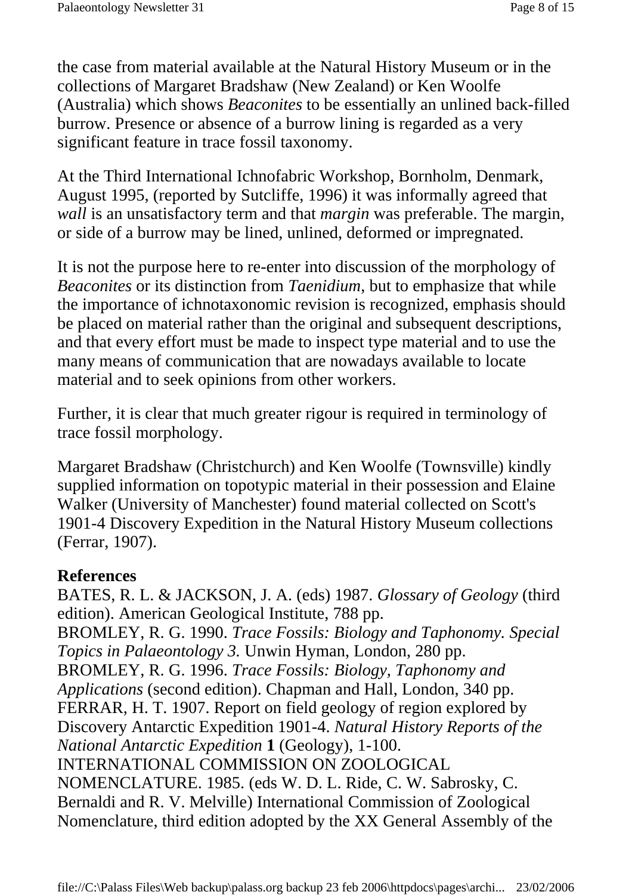the case from material available at the Natural History Museum or in the collections of Margaret Bradshaw (New Zealand) or Ken Woolfe (Australia) which shows *Beaconites* to be essentially an unlined back-filled burrow. Presence or absence of a burrow lining is regarded as a very significant feature in trace fossil taxonomy.

At the Third International Ichnofabric Workshop, Bornholm, Denmark, August 1995, (reported by Sutcliffe, 1996) it was informally agreed that *wall* is an unsatisfactory term and that *margin* was preferable. The margin, or side of a burrow may be lined, unlined, deformed or impregnated.

It is not the purpose here to re-enter into discussion of the morphology of *Beaconites* or its distinction from *Taenidium*, but to emphasize that while the importance of ichnotaxonomic revision is recognized, emphasis should be placed on material rather than the original and subsequent descriptions, and that every effort must be made to inspect type material and to use the many means of communication that are nowadays available to locate material and to seek opinions from other workers.

Further, it is clear that much greater rigour is required in terminology of trace fossil morphology.

Margaret Bradshaw (Christchurch) and Ken Woolfe (Townsville) kindly supplied information on topotypic material in their possession and Elaine Walker (University of Manchester) found material collected on Scott's 1901-4 Discovery Expedition in the Natural History Museum collections (Ferrar, 1907).

**References**

BATES, R. L. & JACKSON, J. A. (eds) 1987. *Glossary of Geology* (third edition). American Geological Institute, 788 pp.

BROMLEY, R. G. 1990. *Trace Fossils: Biology and Taphonomy. Special Topics in Palaeontology 3.* Unwin Hyman, London, 280 pp.

BROMLEY, R. G. 1996. *Trace Fossils: Biology, Taphonomy and Applications* (second edition). Chapman and Hall, London, 340 pp.

FERRAR, H. T. 1907. Report on field geology of region explored by Discovery Antarctic Expedition 1901-4. *Natural History Reports of the National Antarctic Expedition* **1** (Geology), 1-100.

INTERNATIONAL COMMISSION ON ZOOLOGICAL NOMENCLATURE. 1985. (eds W. D. L. Ride, C. W. Sabrosky, C. Bernaldi and R. V. Melville) International Commission of Zoological Nomenclature, third edition adopted by the XX General Assembly of the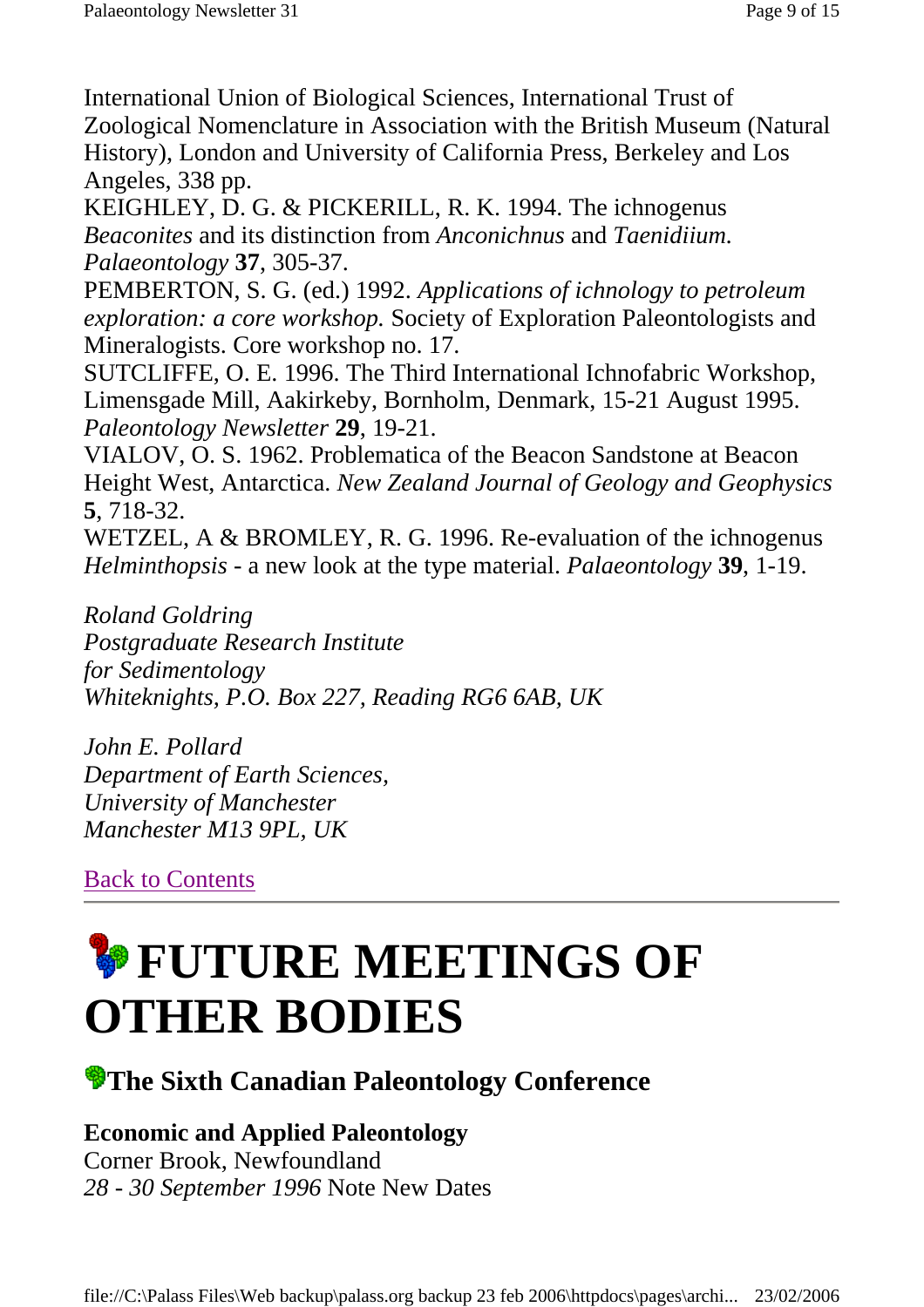International Union of Biological Sciences, International Trust of Zoological Nomenclature in Association with the British Museum (Natural History), London and University of California Press, Berkeley and Los Angeles, 338 pp.

KEIGHLEY, D. G. & PICKERILL, R. K. 1994. The ichnogenus *Beaconites* and its distinction from *Anconichnus* and *Taenidiium. Palaeontology* **37**, 305-37.

PEMBERTON, S. G. (ed.) 1992. *Applications of ichnology to petroleum exploration: a core workshop.* Society of Exploration Paleontologists and Mineralogists. Core workshop no. 17.

SUTCLIFFE, O. E. 1996. The Third International Ichnofabric Workshop, Limensgade Mill, Aakirkeby, Bornholm, Denmark, 15-21 August 1995. *Paleontology Newsletter* **29**, 19-21.

VIALOV, O. S. 1962. Problematica of the Beacon Sandstone at Beacon Height West, Antarctica. *New Zealand Journal of Geology and Geophysics* **5**, 718-32.

WETZEL, A & BROMLEY, R. G. 1996. Re-evaluation of the ichnogenus *Helminthopsis* - a new look at the type material. *Palaeontology* **39**, 1-19.

*Roland Goldring*
*Postgraduate Research Institute*
*for Sedimentology*
*Whiteknights, P.O. Box 227, Reading RG6 6AB, UK*

*John E. Pollard*
*Department of Earth Sciences,*
*University of Manchester*
*Manchester M13 9PL, UK*

Back to Contents

---

# FUTURE MEETINGS OF OTHER BODIES

## The Sixth Canadian Paleontology Conference

**Economic and Applied Paleontology**
Corner Brook, Newfoundland
*28 - 30 September 1996* Note New Dates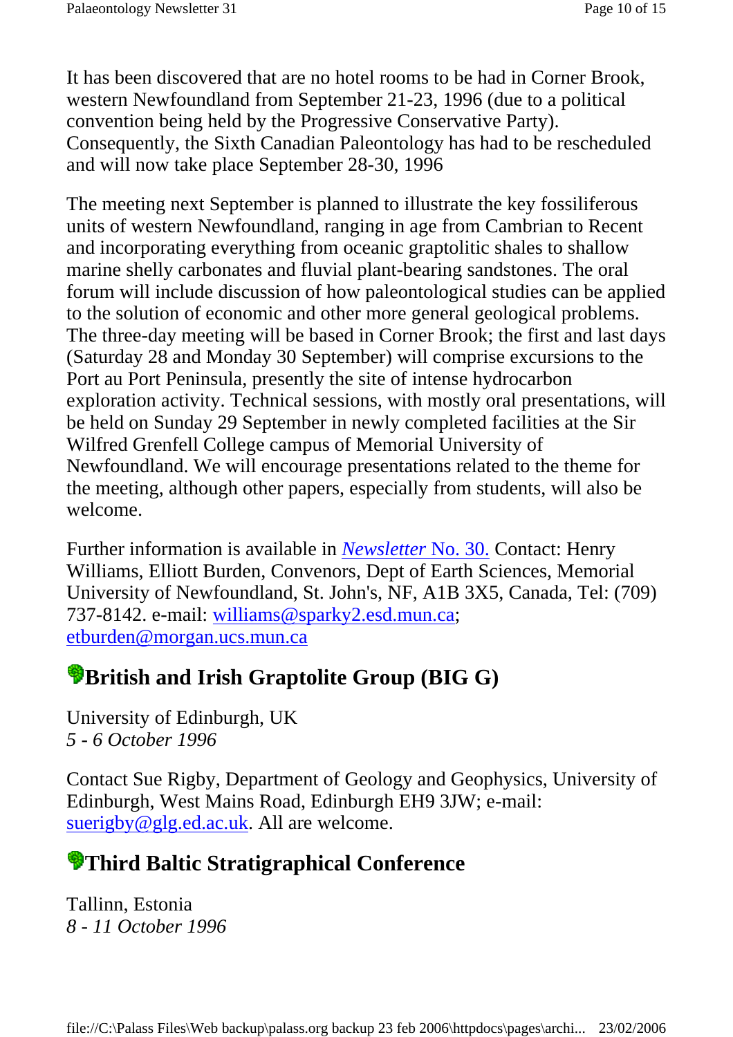It has been discovered that are no hotel rooms to be had in Corner Brook, western Newfoundland from September 21-23, 1996 (due to a political convention being held by the Progressive Conservative Party). Consequently, the Sixth Canadian Paleontology has had to be rescheduled and will now take place September 28-30, 1996

The meeting next September is planned to illustrate the key fossiliferous units of western Newfoundland, ranging in age from Cambrian to Recent and incorporating everything from oceanic graptolitic shales to shallow marine shelly carbonates and fluvial plant-bearing sandstones. The oral forum will include discussion of how paleontological studies can be applied to the solution of economic and other more general geological problems. The three-day meeting will be based in Corner Brook; the first and last days (Saturday 28 and Monday 30 September) will comprise excursions to the Port au Port Peninsula, presently the site of intense hydrocarbon exploration activity. Technical sessions, with mostly oral presentations, will be held on Sunday 29 September in newly completed facilities at the Sir Wilfred Grenfell College campus of Memorial University of Newfoundland. We will encourage presentations related to the theme for the meeting, although other papers, especially from students, will also be welcome.

Further information is available in *Newsletter* No. 30. Contact: Henry Williams, Elliott Burden, Convenors, Dept of Earth Sciences, Memorial University of Newfoundland, St. John's, NF, A1B 3X5, Canada, Tel: (709) 737-8142. e-mail: williams@sparky2.esd.mun.ca; etburden@morgan.ucs.mun.ca

## British and Irish Graptolite Group (BIG G)

University of Edinburgh, UK
*5 - 6 October 1996*

Contact Sue Rigby, Department of Geology and Geophysics, University of Edinburgh, West Mains Road, Edinburgh EH9 3JW; e-mail: suerigby@glg.ed.ac.uk. All are welcome.

## Third Baltic Stratigraphical Conference

Tallinn, Estonia
*8 - 11 October 1996*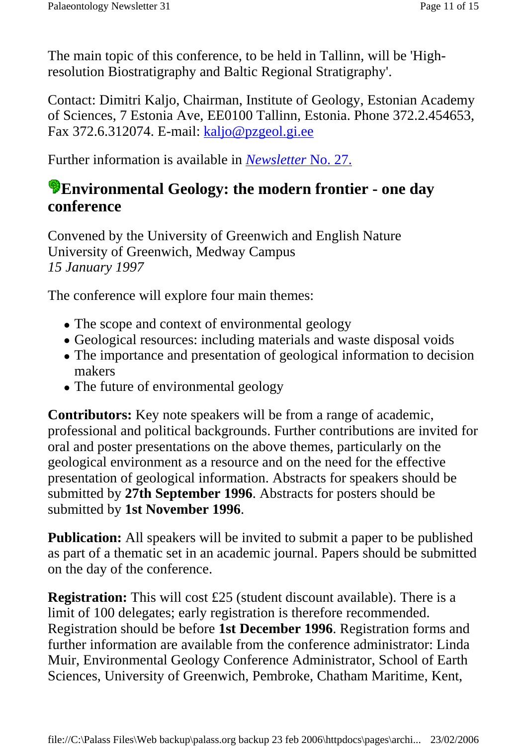The main topic of this conference, to be held in Tallinn, will be 'High-resolution Biostratigraphy and Baltic Regional Stratigraphy'.

Contact: Dimitri Kaljo, Chairman, Institute of Geology, Estonian Academy of Sciences, 7 Estonia Ave, EE0100 Tallinn, Estonia. Phone 372.2.454653, Fax 372.6.312074. E-mail: kaljo@pzgeol.gi.ee

Further information is available in *Newsletter* No. 27.

## Environmental Geology: the modern frontier - one day conference

Convened by the University of Greenwich and English Nature
University of Greenwich, Medway Campus
*15 January 1997*

The conference will explore four main themes:

- The scope and context of environmental geology
- Geological resources: including materials and waste disposal voids
- The importance and presentation of geological information to decision makers
- The future of environmental geology

**Contributors:** Key note speakers will be from a range of academic, professional and political backgrounds. Further contributions are invited for oral and poster presentations on the above themes, particularly on the geological environment as a resource and on the need for the effective presentation of geological information. Abstracts for speakers should be submitted by **27th September 1996**. Abstracts for posters should be submitted by **1st November 1996**.

**Publication:** All speakers will be invited to submit a paper to be published as part of a thematic set in an academic journal. Papers should be submitted on the day of the conference.

**Registration:** This will cost £25 (student discount available). There is a limit of 100 delegates; early registration is therefore recommended. Registration should be before **1st December 1996**. Registration forms and further information are available from the conference administrator: Linda Muir, Environmental Geology Conference Administrator, School of Earth Sciences, University of Greenwich, Pembroke, Chatham Maritime, Kent,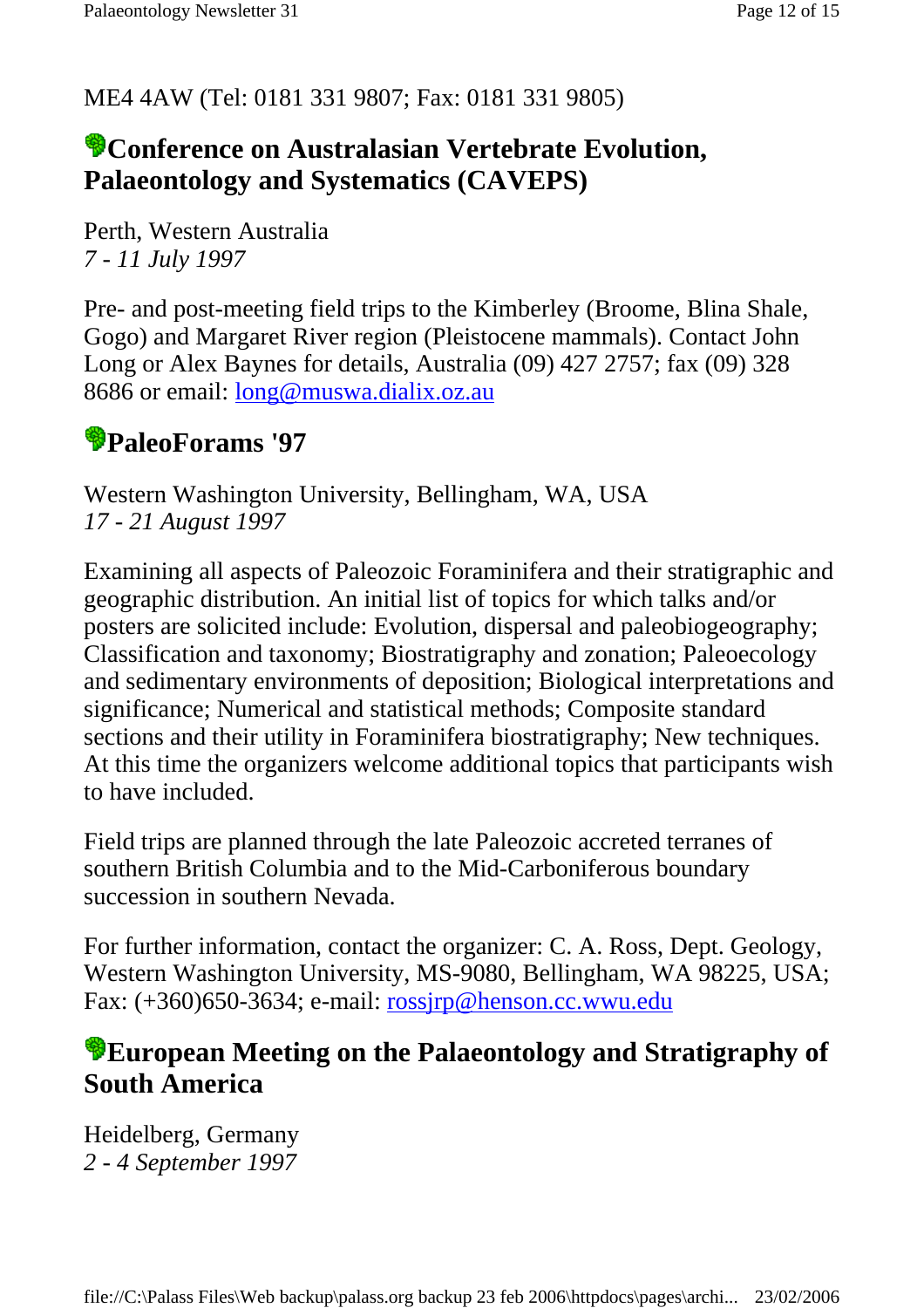ME4 4AW (Tel: 0181 331 9807; Fax: 0181 331 9805)

## Conference on Australasian Vertebrate Evolution, Palaeontology and Systematics (CAVEPS)

Perth, Western Australia
*7 - 11 July 1997*

Pre- and post-meeting field trips to the Kimberley (Broome, Blina Shale, Gogo) and Margaret River region (Pleistocene mammals). Contact John Long or Alex Baynes for details, Australia (09) 427 2757; fax (09) 328 8686 or email: long@muswa.dialix.oz.au

## PaleoForams '97

Western Washington University, Bellingham, WA, USA
*17 - 21 August 1997*

Examining all aspects of Paleozoic Foraminifera and their stratigraphic and geographic distribution. An initial list of topics for which talks and/or posters are solicited include: Evolution, dispersal and paleobiogeography; Classification and taxonomy; Biostratigraphy and zonation; Paleoecology and sedimentary environments of deposition; Biological interpretations and significance; Numerical and statistical methods; Composite standard sections and their utility in Foraminifera biostratigraphy; New techniques. At this time the organizers welcome additional topics that participants wish to have included.

Field trips are planned through the late Paleozoic accreted terranes of southern British Columbia and to the Mid-Carboniferous boundary succession in southern Nevada.

For further information, contact the organizer: C. A. Ross, Dept. Geology, Western Washington University, MS-9080, Bellingham, WA 98225, USA; Fax: (+360)650-3634; e-mail: rossjrp@henson.cc.wwu.edu

## European Meeting on the Palaeontology and Stratigraphy of South America

Heidelberg, Germany
*2 - 4 September 1997*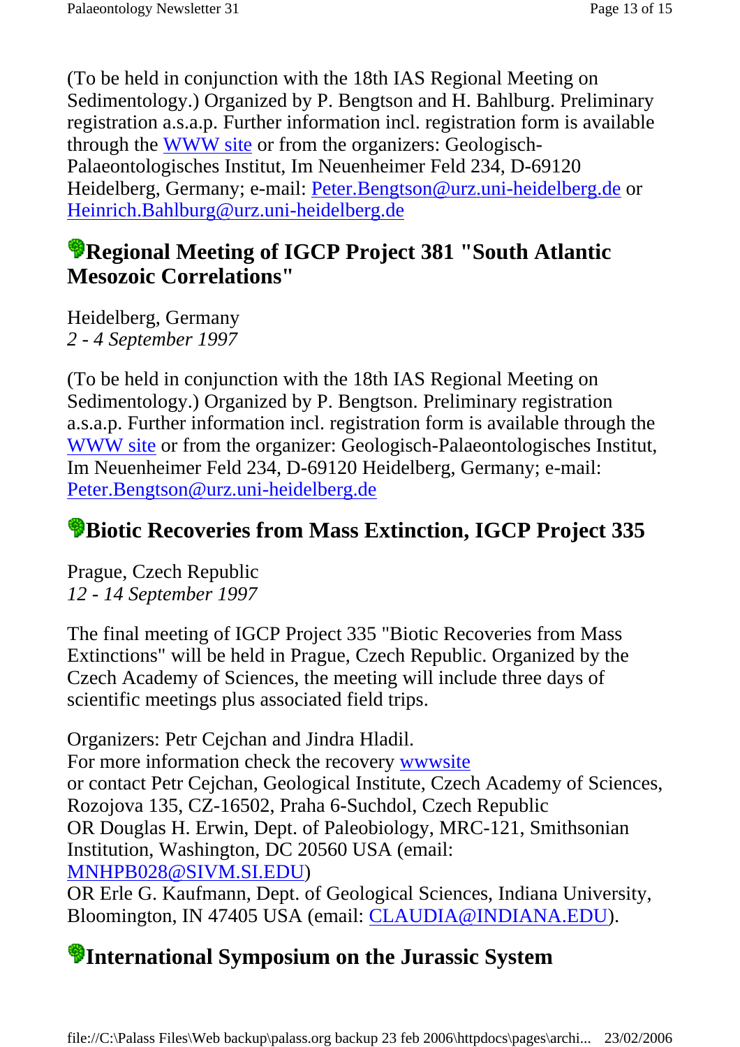(To be held in conjunction with the 18th IAS Regional Meeting on Sedimentology.) Organized by P. Bengtson and H. Bahlburg. Preliminary registration a.s.a.p. Further information incl. registration form is available through the WWW site or from the organizers: Geologisch-Palaeontologisches Institut, Im Neuenheimer Feld 234, D-69120 Heidelberg, Germany; e-mail: Peter.Bengtson@urz.uni-heidelberg.de or Heinrich.Bahlburg@urz.uni-heidelberg.de

## Regional Meeting of IGCP Project 381 "South Atlantic Mesozoic Correlations"

Heidelberg, Germany
*2 - 4 September 1997*

(To be held in conjunction with the 18th IAS Regional Meeting on Sedimentology.) Organized by P. Bengtson. Preliminary registration a.s.a.p. Further information incl. registration form is available through the WWW site or from the organizer: Geologisch-Palaeontologisches Institut, Im Neuenheimer Feld 234, D-69120 Heidelberg, Germany; e-mail: Peter.Bengtson@urz.uni-heidelberg.de

## Biotic Recoveries from Mass Extinction, IGCP Project 335

Prague, Czech Republic
*12 - 14 September 1997*

The final meeting of IGCP Project 335 "Biotic Recoveries from Mass Extinctions" will be held in Prague, Czech Republic. Organized by the Czech Academy of Sciences, the meeting will include three days of scientific meetings plus associated field trips.

Organizers: Petr Cejchan and Jindra Hladil.
For more information check the recovery wwwsite
or contact Petr Cejchan, Geological Institute, Czech Academy of Sciences, Rozojova 135, CZ-16502, Praha 6-Suchdol, Czech Republic
OR Douglas H. Erwin, Dept. of Paleobiology, MRC-121, Smithsonian Institution, Washington, DC 20560 USA (email: MNHPB028@SIVM.SI.EDU)
OR Erle G. Kaufmann, Dept. of Geological Sciences, Indiana University, Bloomington, IN 47405 USA (email: CLAUDIA@INDIANA.EDU).

## International Symposium on the Jurassic System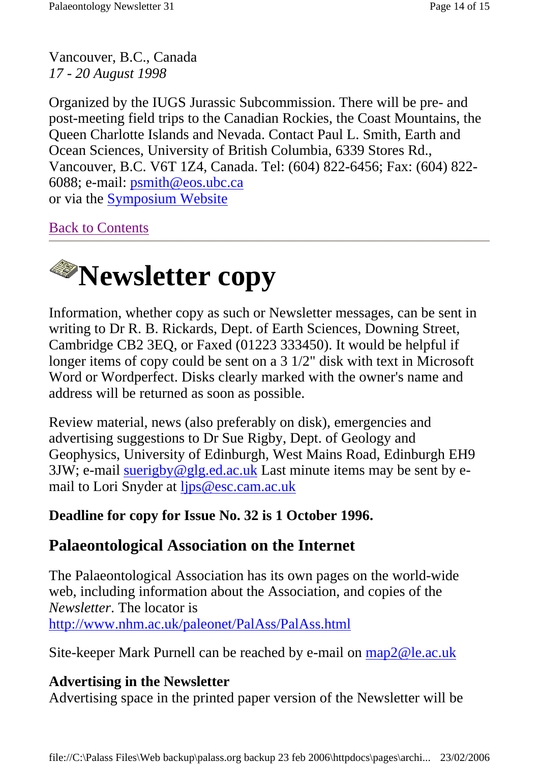Vancouver, B.C., Canada
*17 - 20 August 1998*

Organized by the IUGS Jurassic Subcommission. There will be pre- and post-meeting field trips to the Canadian Rockies, the Coast Mountains, the Queen Charlotte Islands and Nevada. Contact Paul L. Smith, Earth and Ocean Sciences, University of British Columbia, 6339 Stores Rd., Vancouver, B.C. V6T 1Z4, Canada. Tel: (604) 822-6456; Fax: (604) 822-6088; e-mail: psmith@eos.ubc.ca
or via the Symposium Website

Back to Contents

---

# Newsletter copy

Information, whether copy as such or Newsletter messages, can be sent in writing to Dr R. B. Rickards, Dept. of Earth Sciences, Downing Street, Cambridge CB2 3EQ, or Faxed (01223 333450). It would be helpful if longer items of copy could be sent on a 3 1/2" disk with text in Microsoft Word or Wordperfect. Disks clearly marked with the owner's name and address will be returned as soon as possible.

Review material, news (also preferably on disk), emergencies and advertising suggestions to Dr Sue Rigby, Dept. of Geology and Geophysics, University of Edinburgh, West Mains Road, Edinburgh EH9 3JW; e-mail suerigby@glg.ed.ac.uk Last minute items may be sent by e-mail to Lori Snyder at ljps@esc.cam.ac.uk

**Deadline for copy for Issue No. 32 is 1 October 1996.**

## Palaeontological Association on the Internet

The Palaeontological Association has its own pages on the world-wide web, including information about the Association, and copies of the *Newsletter*. The locator is
http://www.nhm.ac.uk/paleonet/PalAss/PalAss.html

Site-keeper Mark Purnell can be reached by e-mail on map2@le.ac.uk

### Advertising in the Newsletter

Advertising space in the printed paper version of the Newsletter will be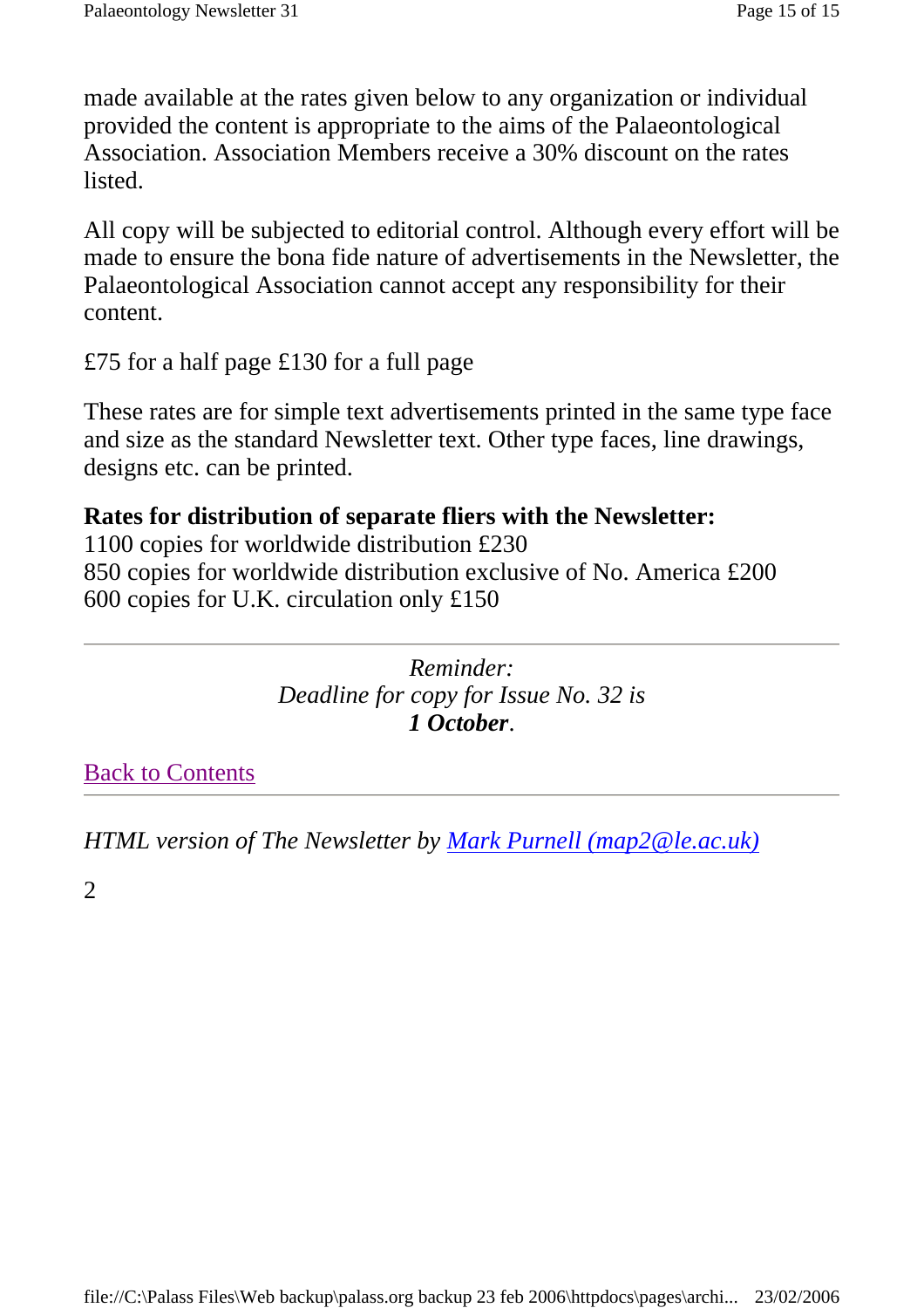made available at the rates given below to any organization or individual provided the content is appropriate to the aims of the Palaeontological Association. Association Members receive a 30% discount on the rates listed.

All copy will be subjected to editorial control. Although every effort will be made to ensure the bona fide nature of advertisements in the Newsletter, the Palaeontological Association cannot accept any responsibility for their content.

£75 for a half page £130 for a full page

These rates are for simple text advertisements printed in the same type face and size as the standard Newsletter text. Other type faces, line drawings, designs etc. can be printed.

**Rates for distribution of separate fliers with the Newsletter:**
1100 copies for worldwide distribution £230
850 copies for worldwide distribution exclusive of No. America £200
600 copies for U.K. circulation only £150

---

*Reminder:*
*Deadline for copy for Issue No. 32 is*
***1 October***.

Back to Contents

---

*HTML version of The Newsletter by Mark Purnell (map2@le.ac.uk)*

2